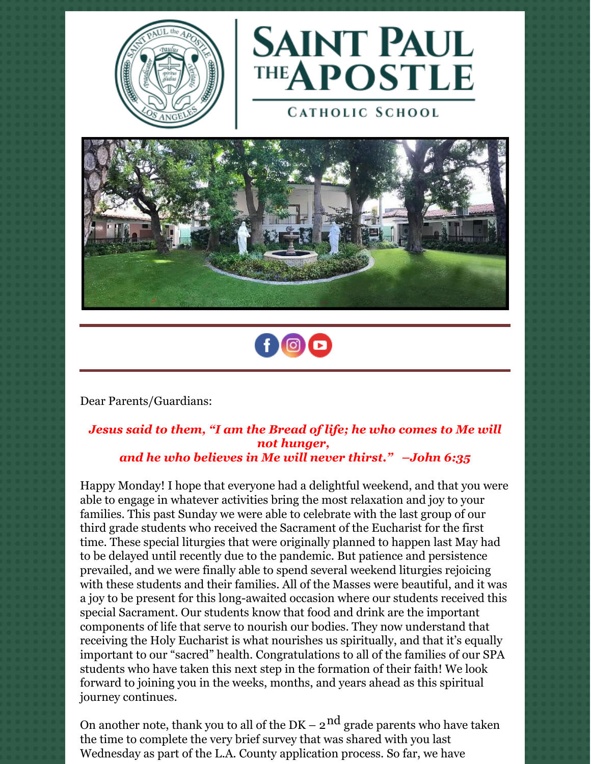# SAINT PAUL THE APOSTLE

CATHOLIC SCHOOL

Dear Parents/Guardians:

***Jesus said to them, "I am the Bread of life; he who comes to Me will not hunger, and he who believes in Me will never thirst." –John 6:35***

Happy Monday! I hope that everyone had a delightful weekend, and that you were able to engage in whatever activities bring the most relaxation and joy to your families. This past Sunday we were able to celebrate with the last group of our third grade students who received the Sacrament of the Eucharist for the first time. These special liturgies that were originally planned to happen last May had to be delayed until recently due to the pandemic. But patience and persistence prevailed, and we were finally able to spend several weekend liturgies rejoicing with these students and their families. All of the Masses were beautiful, and it was a joy to be present for this long-awaited occasion where our students received this special Sacrament. Our students know that food and drink are the important components of life that serve to nourish our bodies. They now understand that receiving the Holy Eucharist is what nourishes us spiritually, and that it's equally important to our "sacred" health. Congratulations to all of the families of our SPA students who have taken this next step in the formation of their faith! We look forward to joining you in the weeks, months, and years ahead as this spiritual journey continues.

On another note, thank you to all of the DK – 2nd grade parents who have taken the time to complete the very brief survey that was shared with you last Wednesday as part of the L.A. County application process. So far, we have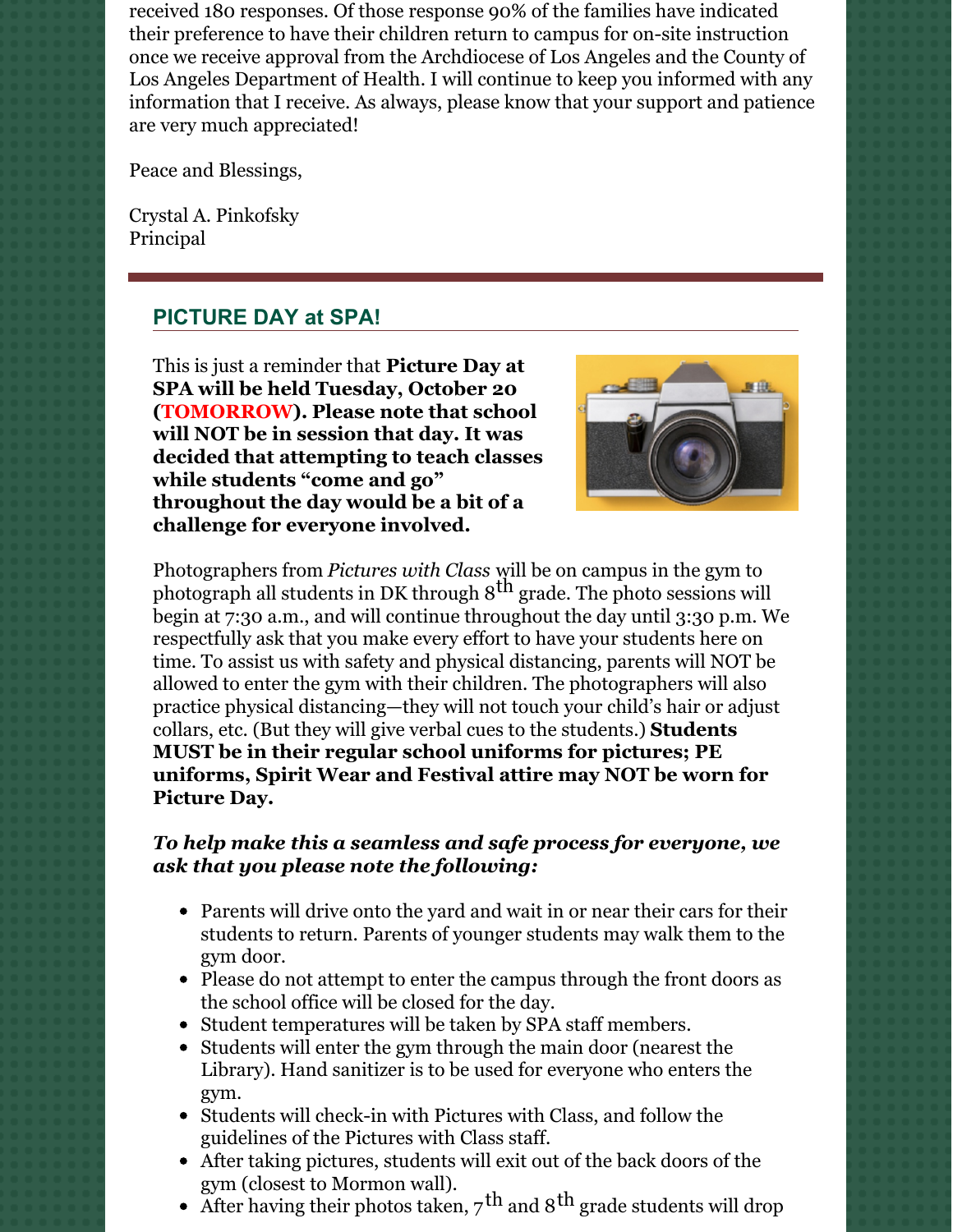received 180 responses. Of those response 90% of the families have indicated their preference to have their children return to campus for on-site instruction once we receive approval from the Archdiocese of Los Angeles and the County of Los Angeles Department of Health. I will continue to keep you informed with any information that I receive. As always, please know that your support and patience are very much appreciated!

Peace and Blessings,

Crystal A. Pinkofsky
Principal

## PICTURE DAY at SPA!

This is just a reminder that **Picture Day at SPA will be held Tuesday, October 20 (TOMORROW). Please note that school will NOT be in session that day. It was decided that attempting to teach classes while students "come and go" throughout the day would be a bit of a challenge for everyone involved.**

Photographers from *Pictures with Class* will be on campus in the gym to photograph all students in DK through 8th grade. The photo sessions will begin at 7:30 a.m., and will continue throughout the day until 3:30 p.m. We respectfully ask that you make every effort to have your students here on time. To assist us with safety and physical distancing, parents will NOT be allowed to enter the gym with their children. The photographers will also practice physical distancing—they will not touch your child's hair or adjust collars, etc. (But they will give verbal cues to the students.) **Students MUST be in their regular school uniforms for pictures; PE uniforms, Spirit Wear and Festival attire may NOT be worn for Picture Day.**

***To help make this a seamless and safe process for everyone, we ask that you please note the following:***

- Parents will drive onto the yard and wait in or near their cars for their students to return. Parents of younger students may walk them to the gym door.
- Please do not attempt to enter the campus through the front doors as the school office will be closed for the day.
- Student temperatures will be taken by SPA staff members.
- Students will enter the gym through the main door (nearest the Library). Hand sanitizer is to be used for everyone who enters the gym.
- Students will check-in with Pictures with Class, and follow the guidelines of the Pictures with Class staff.
- After taking pictures, students will exit out of the back doors of the gym (closest to Mormon wall).
- After having their photos taken, 7th and 8th grade students will drop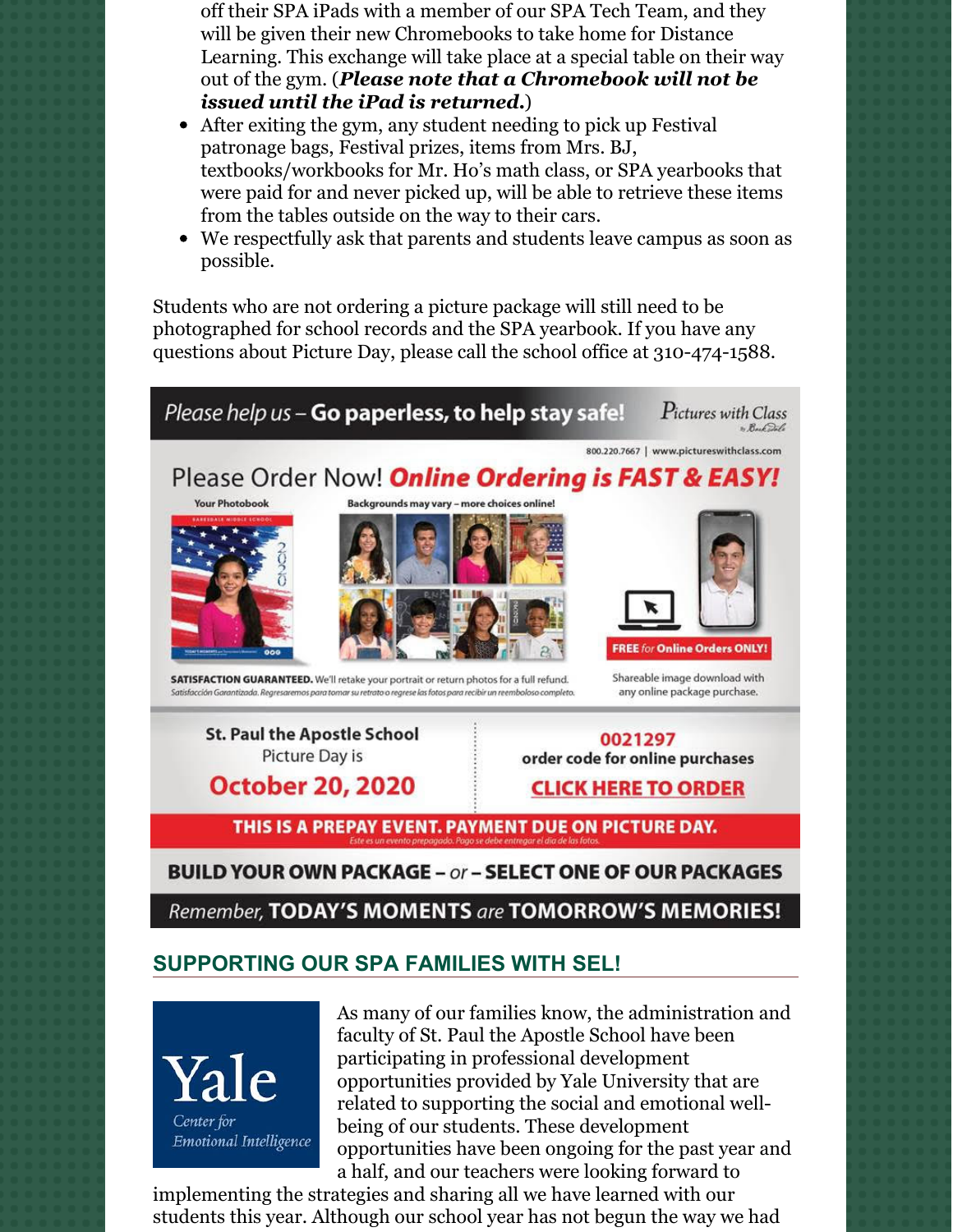off their SPA iPads with a member of our SPA Tech Team, and they will be given their new Chromebooks to take home for Distance Learning. This exchange will take place at a special table on their way out of the gym. (***Please note that a Chromebook will not be issued until the iPad is returned.***)

- After exiting the gym, any student needing to pick up Festival patronage bags, Festival prizes, items from Mrs. BJ, textbooks/workbooks for Mr. Ho's math class, or SPA yearbooks that were paid for and never picked up, will be able to retrieve these items from the tables outside on the way to their cars.
- We respectfully ask that parents and students leave campus as soon as possible.

Students who are not ordering a picture package will still need to be photographed for school records and the SPA yearbook. If you have any questions about Picture Day, please call the school office at 310-474-1588.

Please help us – **Go paperless, to help stay safe!** Pictures with Class

800.220.7667 | www.pictureswithclass.com

Please Order Now! ***Online Ordering is FAST & EASY!***

Your Photobook

Backgrounds may vary – more choices online!

**FREE for Online Orders ONLY!**

Shareable image download with any online package purchase.

**SATISFACTION GUARANTEED.** We'll retake your portrait or return photos for a full refund.
*Satisfacción Garantizada. Regresaremos para tomar su retrato o regrese las fotos para recibir un reembolso completo.*

**St. Paul the Apostle School**
Picture Day is
**October 20, 2020**

**0021297**
**order code for online purchases**
**CLICK HERE TO ORDER**

**THIS IS A PREPAY EVENT. PAYMENT DUE ON PICTURE DAY.**
*Este es un evento prepagado. Pago se debe entregar el día de las fotos.*

**BUILD YOUR OWN PACKAGE – *or* – SELECT ONE OF OUR PACKAGES**

*Remember,* **TODAY'S MOMENTS** *are* **TOMORROW'S MEMORIES!**

## SUPPORTING OUR SPA FAMILIES WITH SEL!

Yale *Center for Emotional Intelligence*

As many of our families know, the administration and faculty of St. Paul the Apostle School have been participating in professional development opportunities provided by Yale University that are related to supporting the social and emotional well-being of our students. These development opportunities have been ongoing for the past year and a half, and our teachers were looking forward to implementing the strategies and sharing all we have learned with our students this year. Although our school year has not begun the way we had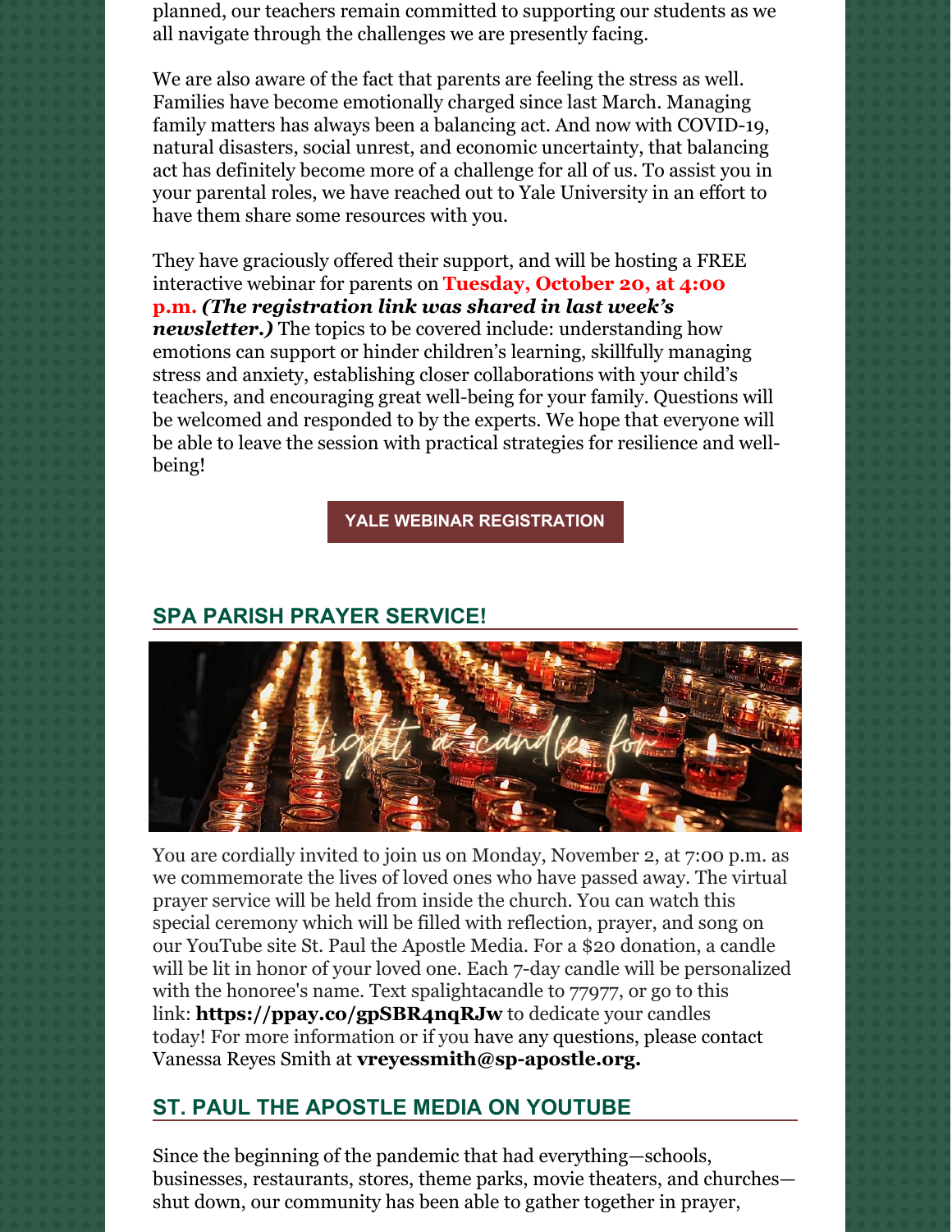planned, our teachers remain committed to supporting our students as we all navigate through the challenges we are presently facing.

We are also aware of the fact that parents are feeling the stress as well. Families have become emotionally charged since last March. Managing family matters has always been a balancing act. And now with COVID-19, natural disasters, social unrest, and economic uncertainty, that balancing act has definitely become more of a challenge for all of us. To assist you in your parental roles, we have reached out to Yale University in an effort to have them share some resources with you.

They have graciously offered their support, and will be hosting a FREE interactive webinar for parents on **Tuesday, October 20, at 4:00 p.m.** ***(The registration link was shared in last week's newsletter.)*** The topics to be covered include: understanding how emotions can support or hinder children's learning, skillfully managing stress and anxiety, establishing closer collaborations with your child's teachers, and encouraging great well-being for your family. Questions will be welcomed and responded to by the experts. We hope that everyone will be able to leave the session with practical strategies for resilience and well-being!

**YALE WEBINAR REGISTRATION**

## SPA PARISH PRAYER SERVICE!

You are cordially invited to join us on Monday, November 2, at 7:00 p.m. as we commemorate the lives of loved ones who have passed away. The virtual prayer service will be held from inside the church. You can watch this special ceremony which will be filled with reflection, prayer, and song on our YouTube site St. Paul the Apostle Media. For a $20 donation, a candle will be lit in honor of your loved one. Each 7-day candle will be personalized with the honoree's name. Text spalightacandle to 77977, or go to this link: **https://ppay.co/gpSBR4nqRJw** to dedicate your candles today! For more information or if you have any questions, please contact Vanessa Reyes Smith at **vreyessmith@sp-apostle.org.**

## ST. PAUL THE APOSTLE MEDIA ON YOUTUBE

Since the beginning of the pandemic that had everything—schools, businesses, restaurants, stores, theme parks, movie theaters, and churches—shut down, our community has been able to gather together in prayer,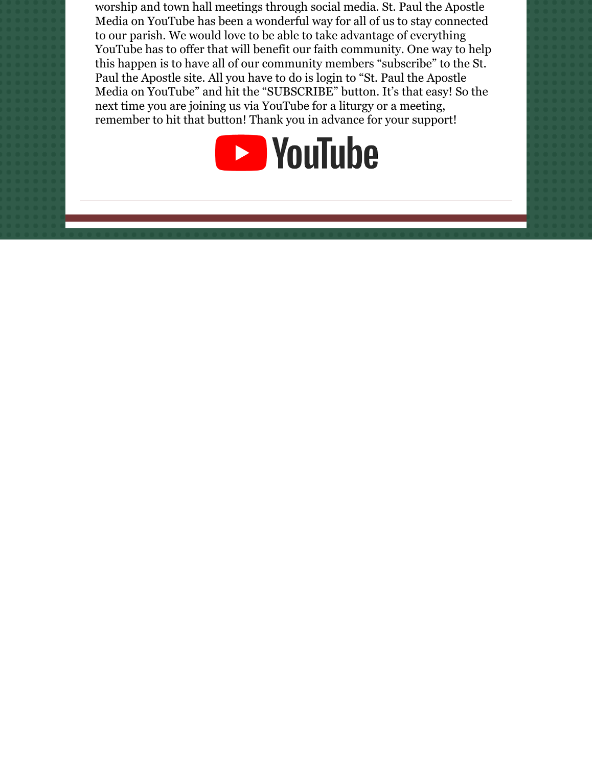worship and town hall meetings through social media. St. Paul the Apostle Media on YouTube has been a wonderful way for all of us to stay connected to our parish. We would love to be able to take advantage of everything YouTube has to offer that will benefit our faith community. One way to help this happen is to have all of our community members “subscribe” to the St. Paul the Apostle site. All you have to do is login to “St. Paul the Apostle Media on YouTube” and hit the “SUBSCRIBE” button. It’s that easy! So the next time you are joining us via YouTube for a liturgy or a meeting, remember to hit that button! Thank you in advance for your support!

YouTube

---